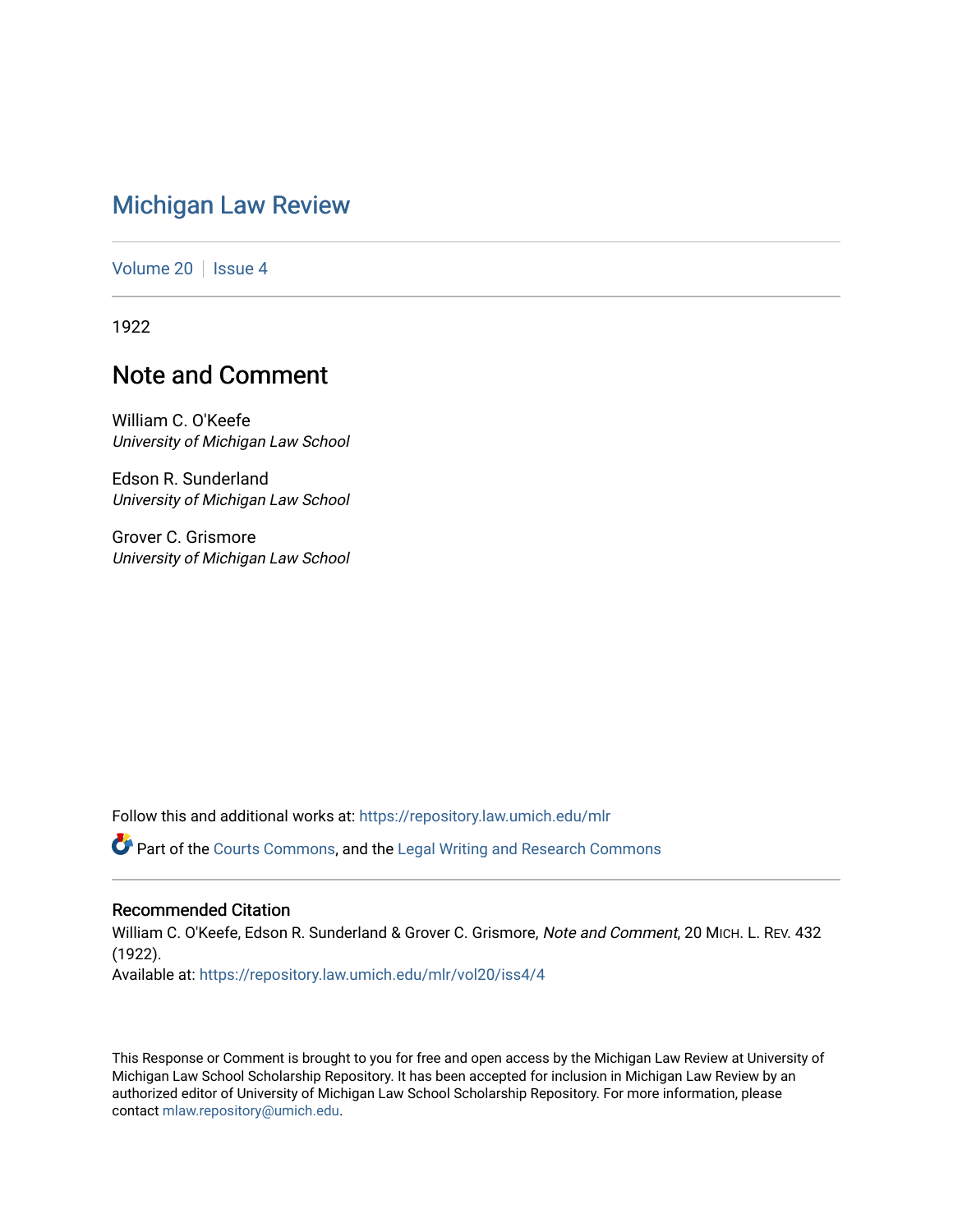# Michigan Law Review

Volume 20 | Issue 4

1922

## Note and Comment

William C. O'Keefe
*University of Michigan Law School*

Edson R. Sunderland
*University of Michigan Law School*

Grover C. Grismore
*University of Michigan Law School*

Follow this and additional works at: https://repository.law.umich.edu/mlr

Part of the Courts Commons, and the Legal Writing and Research Commons

### Recommended Citation

William C. O'Keefe, Edson R. Sunderland & Grover C. Grismore, *Note and Comment*, 20 MICH. L. REV. 432 (1922).
Available at: https://repository.law.umich.edu/mlr/vol20/iss4/4

This Response or Comment is brought to you for free and open access by the Michigan Law Review at University of Michigan Law School Scholarship Repository. It has been accepted for inclusion in Michigan Law Review by an authorized editor of University of Michigan Law School Scholarship Repository. For more information, please contact mlaw.repository@umich.edu.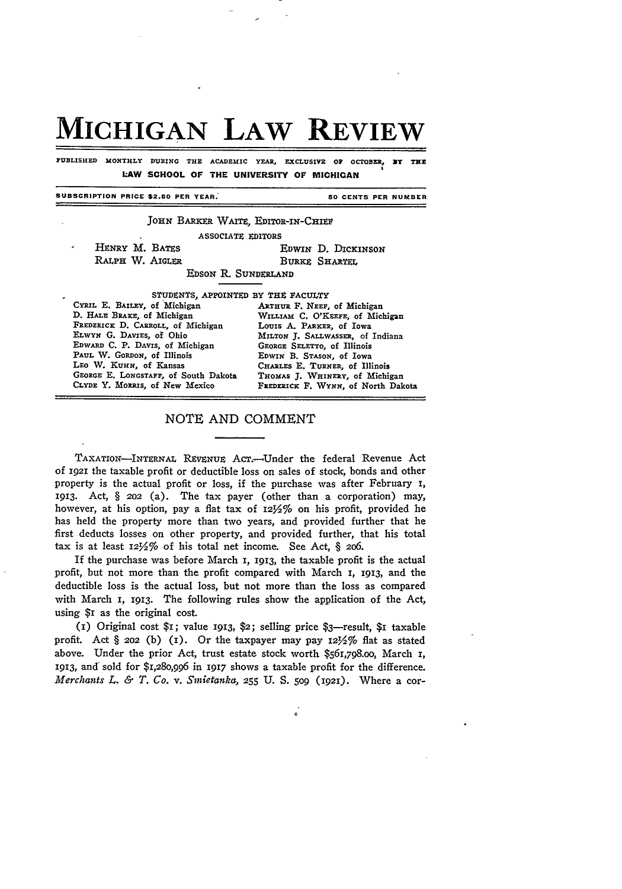# MICHIGAN LAW REVIEW

PUBLISHED MONTHLY DURING THE ACADEMIC YEAR, EXCLUSIVE OF OCTOBER, BY THE LAW SCHOOL OF THE UNIVERSITY OF MICHIGAN

SUBSCRIPTION PRICE $2.50 PER YEAR. 50 CENTS PER NUMBER

JOHN BARKER WAITE, EDITOR-IN-CHIEF

ASSOCIATE EDITORS

HENRY M. BATES
EDWIN D. DICKINSON
RALPH W. AIGLER
BURKE SHARTEL
EDSON R. SUNDERLAND

STUDENTS, APPOINTED BY THE FACULTY

CYRIL E. BAILEY, of Michigan
D. HALE BRAKE, of Michigan
FREDERICK D. CARROLL, of Michigan
ELWYN G. DAVIES, of Ohio
EDWARD C. P. DAVIS, of Michigan
PAUL W. GORDON, of Illinois
LEO W. KUHN, of Kansas
GEORGE E. LONGSTAFF, of South Dakota
CLYDE Y. MORRIS, of New Mexico
ARTHUR F. NEEF, of Michigan
WILLIAM C. O'KEEFE, of Michigan
LOUIS A. PARKER, of Iowa
MILTON J. SALLWASSER, of Indiana
GEORGE SELETTO, of Illinois
EDWIN B. STASON, of Iowa
CHARLES E. TURNER, of Illinois
THOMAS J. WHINERY, of Michigan
FREDERICK F. WYNN, of North Dakota

## NOTE AND COMMENT

TAXATION—INTERNAL REVENUE ACT.—Under the federal Revenue Act of 1921 the taxable profit or deductible loss on sales of stock, bonds and other property is the actual profit or loss, if the purchase was after February 1, 1913. Act, § 202 (a). The tax payer (other than a corporation) may, however, at his option, pay a flat tax of 12½% on his profit, provided he has held the property more than two years, and provided further that he first deducts losses on other property, and provided further, that his total tax is at least 12½% of his total net income. See Act, § 206.

If the purchase was before March 1, 1913, the taxable profit is the actual profit, but not more than the profit compared with March 1, 1913, and the deductible loss is the actual loss, but not more than the loss as compared with March 1, 1913. The following rules show the application of the Act, using $1 as the original cost.

(1) Original cost $1; value 1913, $2; selling price $3—result, $1 taxable profit. Act § 202 (b) (1). Or the taxpayer may pay 12½% flat as stated above. Under the prior Act, trust estate stock worth $561,798.00, March 1, 1913, and sold for $1,280,996 in 1917 shows a taxable profit for the difference. *Merchants L. & T. Co.* v. *Smietanka*, 255 U. S. 509 (1921). Where a cor-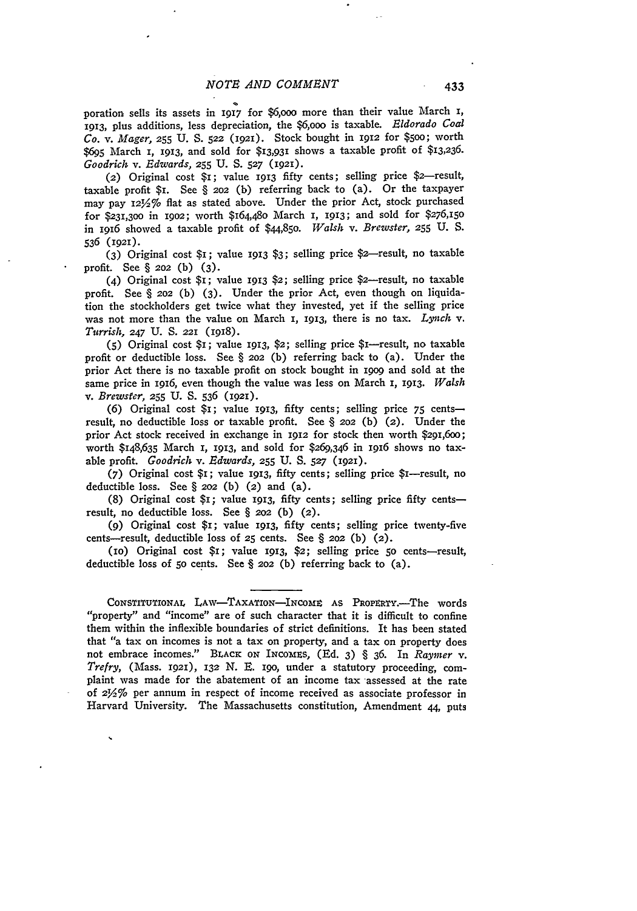poration sells its assets in 1917 for $6,000 more than their value March 1, 1913, plus additions, less depreciation, the $6,000 is taxable. *Eldorado Coal Co.* v. *Mager*, 255 U. S. 522 (1921). Stock bought in 1912 for $500; worth $695 March 1, 1913, and sold for $13,931 shows a taxable profit of $13,236. *Goodrich* v. *Edwards*, 255 U. S. 527 (1921).

(2) Original cost $1; value 1913 fifty cents; selling price $2—result, taxable profit $1. See § 202 (b) referring back to (a). Or the taxpayer may pay 12½% flat as stated above. Under the prior Act, stock purchased for $231,300 in 1902; worth $164,480 March 1, 1913; and sold for $276,150 in 1916 showed a taxable profit of $44,850. *Walsh* v. *Brewster*, 255 U. S. 536 (1921).

(3) Original cost $1; value 1913 $3; selling price $2—result, no taxable profit. See § 202 (b) (3).

(4) Original cost $1; value 1913 $2; selling price $2—result, no taxable profit. See § 202 (b) (3). Under the prior Act, even though on liquidation the stockholders get twice what they invested, yet if the selling price was not more than the value on March 1, 1913, there is no tax. *Lynch* v. *Turrish*, 247 U. S. 221 (1918).

(5) Original cost $1; value 1913, $2; selling price $1—result, no taxable profit or deductible loss. See § 202 (b) referring back to (a). Under the prior Act there is no taxable profit on stock bought in 1909 and sold at the same price in 1916, even though the value was less on March 1, 1913. *Walsh* v. *Brewster*, 255 U. S. 536 (1921).

(6) Original cost $1; value 1913, fifty cents; selling price 75 cents—result, no deductible loss or taxable profit. See § 202 (b) (2). Under the prior Act stock received in exchange in 1912 for stock then worth $291,600; worth $148,635 March 1, 1913, and sold for $269,346 in 1916 shows no taxable profit. *Goodrich* v. *Edwards*, 255 U. S. 527 (1921).

(7) Original cost $1; value 1913, fifty cents; selling price $1—result, no deductible loss. See § 202 (b) (2) and (a).

(8) Original cost $1; value 1913, fifty cents; selling price fifty cents—result, no deductible loss. See § 202 (b) (2).

(9) Original cost $1; value 1913, fifty cents; selling price twenty-five cents—result, deductible loss of 25 cents. See § 202 (b) (2).

(10) Original cost $1; value 1913, $2; selling price 50 cents—result, deductible loss of 50 cents. See § 202 (b) referring back to (a).

---

CONSTITUTIONAL LAW—TAXATION—INCOME AS PROPERTY.—The words "property" and "income" are of such character that it is difficult to confine them within the inflexible boundaries of strict definitions. It has been stated that "a tax on incomes is not a tax on property, and a tax on property does not embrace incomes." BLACK ON INCOMES, (Ed. 3) § 36. In *Raymer* v. *Trefry*, (Mass. 1921), 132 N. E. 190, under a statutory proceeding, complaint was made for the abatement of an income tax assessed at the rate of 2½% per annum in respect of income received as associate professor in Harvard University. The Massachusetts constitution, Amendment 44, puts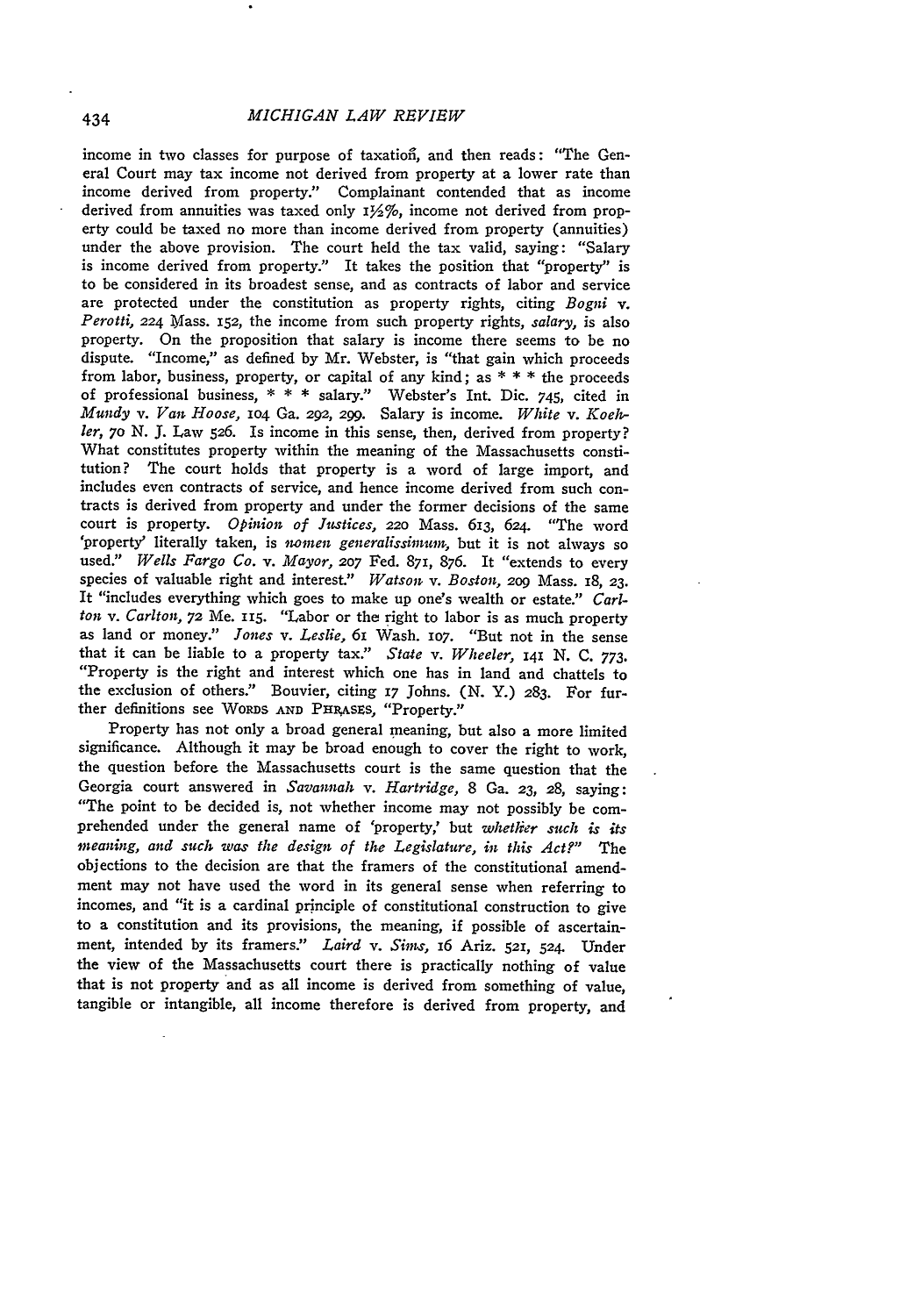income in two classes for purpose of taxation, and then reads: "The General Court may tax income not derived from property at a lower rate than income derived from property." Complainant contended that as income derived from annuities was taxed only 1½%, income not derived from property could be taxed no more than income derived from property (annuities) under the above provision. The court held the tax valid, saying: "Salary is income derived from property." It takes the position that "property" is to be considered in its broadest sense, and as contracts of labor and service are protected under the constitution as property rights, citing *Bogni* v. *Perotti*, 224 Mass. 152, the income from such property rights, *salary*, is also property. On the proposition that salary is income there seems to be no dispute. "Income," as defined by Mr. Webster, is "that gain which proceeds from labor, business, property, or capital of any kind; as * * * the proceeds of professional business, * * * salary." Webster's Int. Dic. 745, cited in *Mundy* v. *Van Hoose*, 104 Ga. 292, 299. Salary is income. *White* v. *Koehler*, 70 N. J. Law 526. Is income in this sense, then, derived from property? What constitutes property within the meaning of the Massachusetts constitution? The court holds that property is a word of large import, and includes even contracts of service, and hence income derived from such contracts is derived from property and under the former decisions of the same court is property. *Opinion of Justices*, 220 Mass. 613, 624. "The word 'property' literally taken, is *nomen generalissimum*, but it is not always so used." *Wells Fargo Co.* v. *Mayor*, 207 Fed. 871, 876. It "extends to every species of valuable right and interest." *Watson* v. *Boston*, 209 Mass. 18, 23. It "includes everything which goes to make up one's wealth or estate." *Carlton* v. *Carlton*, 72 Me. 115. "Labor or the right to labor is as much property as land or money." *Jones* v. *Leslie*, 61 Wash. 107. "But not in the sense that it can be liable to a property tax." *State* v. *Wheeler*, 141 N. C. 773. "Property is the right and interest which one has in land and chattels to the exclusion of others." Bouvier, citing 17 Johns. (N. Y.) 283. For further definitions see WORDS AND PHRASES, "Property."

Property has not only a broad general meaning, but also a more limited significance. Although it may be broad enough to cover the right to work, the question before the Massachusetts court is the same question that the Georgia court answered in *Savannah* v. *Hartridge*, 8 Ga. 23, 28, saying: "The point to be decided is, not whether income may not possibly be comprehended under the general name of 'property,' but *whether such is its meaning, and such was the design of the Legislature, in this Act?*" The objections to the decision are that the framers of the constitutional amendment may not have used the word in its general sense when referring to incomes, and "it is a cardinal principle of constitutional construction to give to a constitution and its provisions, the meaning, if possible of ascertainment, intended by its framers." *Laird* v. *Sims*, 16 Ariz. 521, 524. Under the view of the Massachusetts court there is practically nothing of value that is not property and as all income is derived from something of value, tangible or intangible, all income therefore is derived from property, and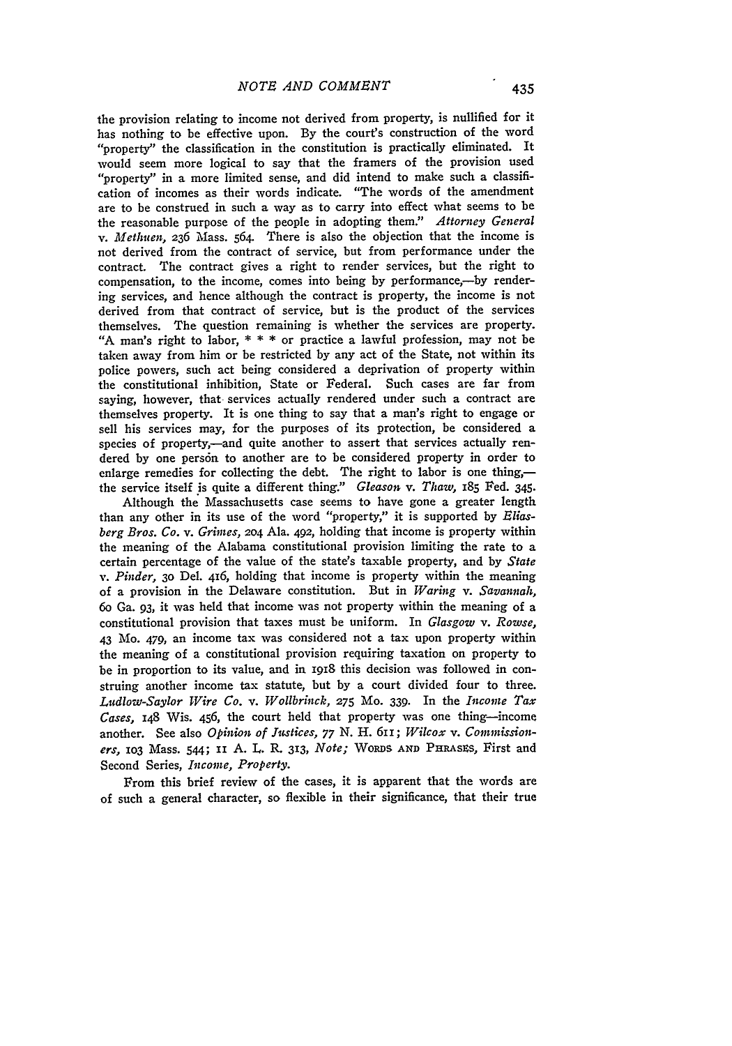the provision relating to income not derived from property, is nullified for it has nothing to be effective upon. By the court's construction of the word "property" the classification in the constitution is practically eliminated. It would seem more logical to say that the framers of the provision used "property" in a more limited sense, and did intend to make such a classification of incomes as their words indicate. "The words of the amendment are to be construed in such a way as to carry into effect what seems to be the reasonable purpose of the people in adopting them." *Attorney General* v. *Methuen*, 236 Mass. 564. There is also the objection that the income is not derived from the contract of service, but from performance under the contract. The contract gives a right to render services, but the right to compensation, to the income, comes into being by performance,—by rendering services, and hence although the contract is property, the income is not derived from that contract of service, but is the product of the services themselves. The question remaining is whether the services are property. "A man's right to labor, * * * or practice a lawful profession, may not be taken away from him or be restricted by any act of the State, not within its police powers, such act being considered a deprivation of property within the constitutional inhibition, State or Federal. Such cases are far from saying, however, that services actually rendered under such a contract are themselves property. It is one thing to say that a man's right to engage or sell his services may, for the purposes of its protection, be considered a species of property,—and quite another to assert that services actually rendered by one person to another are to be considered property in order to enlarge remedies for collecting the debt. The right to labor is one thing,—the service itself is quite a different thing." *Gleason* v. *Thaw*, 185 Fed. 345.

Although the Massachusetts case seems to have gone a greater length than any other in its use of the word "property," it is supported by *Eliasberg Bros. Co.* v. *Grimes*, 204 Ala. 492, holding that income is property within the meaning of the Alabama constitutional provision limiting the rate to a certain percentage of the value of the state's taxable property, and by *State* v. *Pinder*, 30 Del. 416, holding that income is property within the meaning of a provision in the Delaware constitution. But in *Waring* v. *Savannah*, 60 Ga. 93, it was held that income was not property within the meaning of a constitutional provision that taxes must be uniform. In *Glasgow* v. *Rowse*, 43 Mo. 479, an income tax was considered not a tax upon property within the meaning of a constitutional provision requiring taxation on property to be in proportion to its value, and in 1918 this decision was followed in construing another income tax statute, but by a court divided four to three. *Ludlow-Saylor Wire Co.* v. *Wollbrinck*, 275 Mo. 339. In the *Income Tax Cases*, 148 Wis. 456, the court held that property was one thing—income another. See also *Opinion of Justices*, 77 N. H. 611; *Wilcox* v. *Commissioners*, 103 Mass. 544; 11 A. L. R. 313, *Note;* WORDS AND PHRASES, First and Second Series, *Income, Property*.

From this brief review of the cases, it is apparent that the words are of such a general character, so flexible in their significance, that their true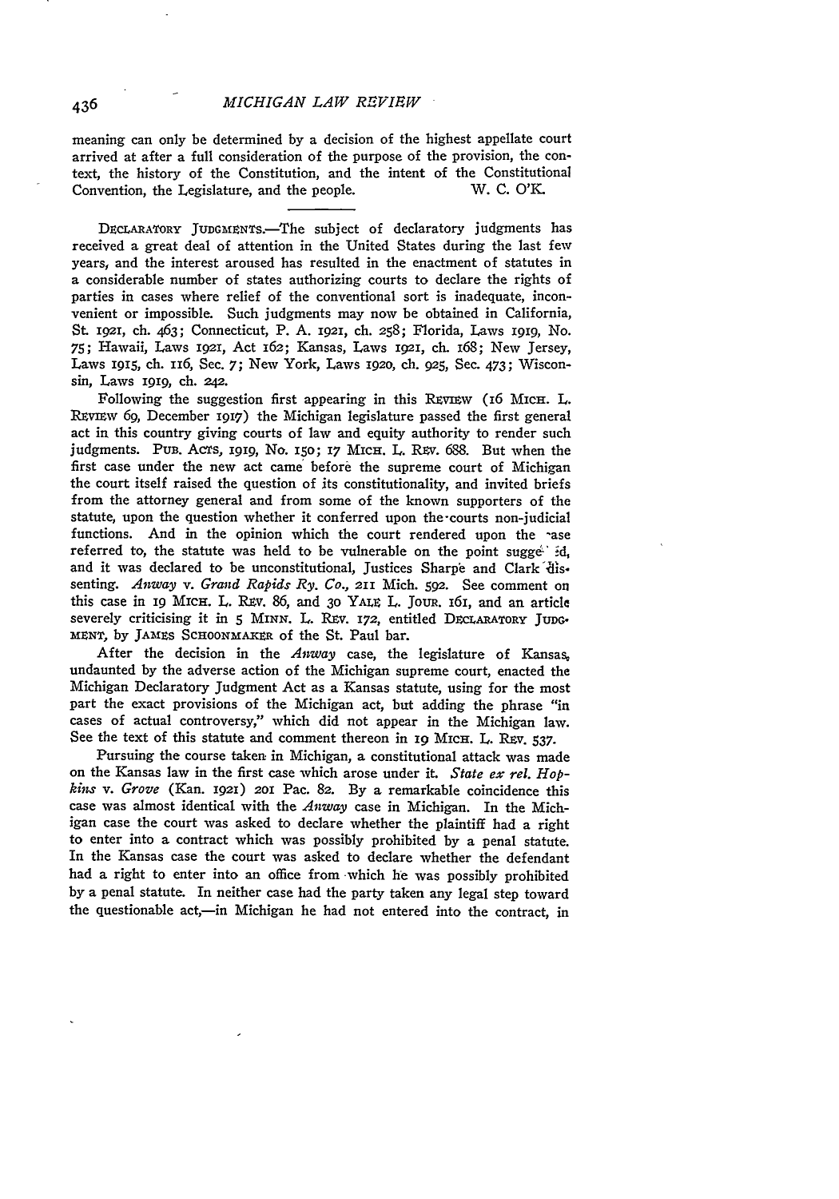meaning can only be determined by a decision of the highest appellate court arrived at after a full consideration of the purpose of the provision, the context, the history of the Constitution, and the intent of the Constitutional Convention, the Legislature, and the people. W. C. O'K.

DECLARATORY JUDGMENTS.—The subject of declaratory judgments has received a great deal of attention in the United States during the last few years, and the interest aroused has resulted in the enactment of statutes in a considerable number of states authorizing courts to declare the rights of parties in cases where relief of the conventional sort is inadequate, inconvenient or impossible. Such judgments may now be obtained in California, St. 1921, ch. 463; Connecticut, P. A. 1921, ch. 258; Florida, Laws 1919, No. 75; Hawaii, Laws 1921, Act 162; Kansas, Laws 1921, ch. 168; New Jersey, Laws 1915, ch. 116, Sec. 7; New York, Laws 1920, ch. 925, Sec. 473; Wisconsin, Laws 1919, ch. 242.

Following the suggestion first appearing in this REVIEW (16 MICH. L. REVIEW 69, December 1917) the Michigan legislature passed the first general act in this country giving courts of law and equity authority to render such judgments. PUB. ACTS, 1919, No. 150; 17 MICH. L. REV. 688. But when the first case under the new act came before the supreme court of Michigan the court itself raised the question of its constitutionality, and invited briefs from the attorney general and from some of the known supporters of the statute, upon the question whether it conferred upon the courts non-judicial functions. And in the opinion which the court rendered upon the case referred to, the statute was held to be vulnerable on the point suggested, and it was declared to be unconstitutional, Justices Sharpe and Clark dissenting. *Anway* v. *Grand Rapids Ry. Co.*, 211 Mich. 592. See comment on this case in 19 MICH. L. REV. 86, and 30 YALE L. JOUR. 161, and an article severely criticising it in 5 MINN. L. REV. 172, entitled DECLARATORY JUDGMENT, by JAMES SCHOONMAKER of the St. Paul bar.

After the decision in the *Anway* case, the legislature of Kansas, undaunted by the adverse action of the Michigan supreme court, enacted the Michigan Declaratory Judgment Act as a Kansas statute, using for the most part the exact provisions of the Michigan act, but adding the phrase "in cases of actual controversy," which did not appear in the Michigan law. See the text of this statute and comment thereon in 19 MICH. L. REV. 537.

Pursuing the course taken in Michigan, a constitutional attack was made on the Kansas law in the first case which arose under it. *State ex rel. Hopkins* v. *Grove* (Kan. 1921) 201 Pac. 82. By a remarkable coincidence this case was almost identical with the *Anway* case in Michigan. In the Michigan case the court was asked to declare whether the plaintiff had a right to enter into a contract which was possibly prohibited by a penal statute. In the Kansas case the court was asked to declare whether the defendant had a right to enter into an office from which he was possibly prohibited by a penal statute. In neither case had the party taken any legal step toward the questionable act,—in Michigan he had not entered into the contract, in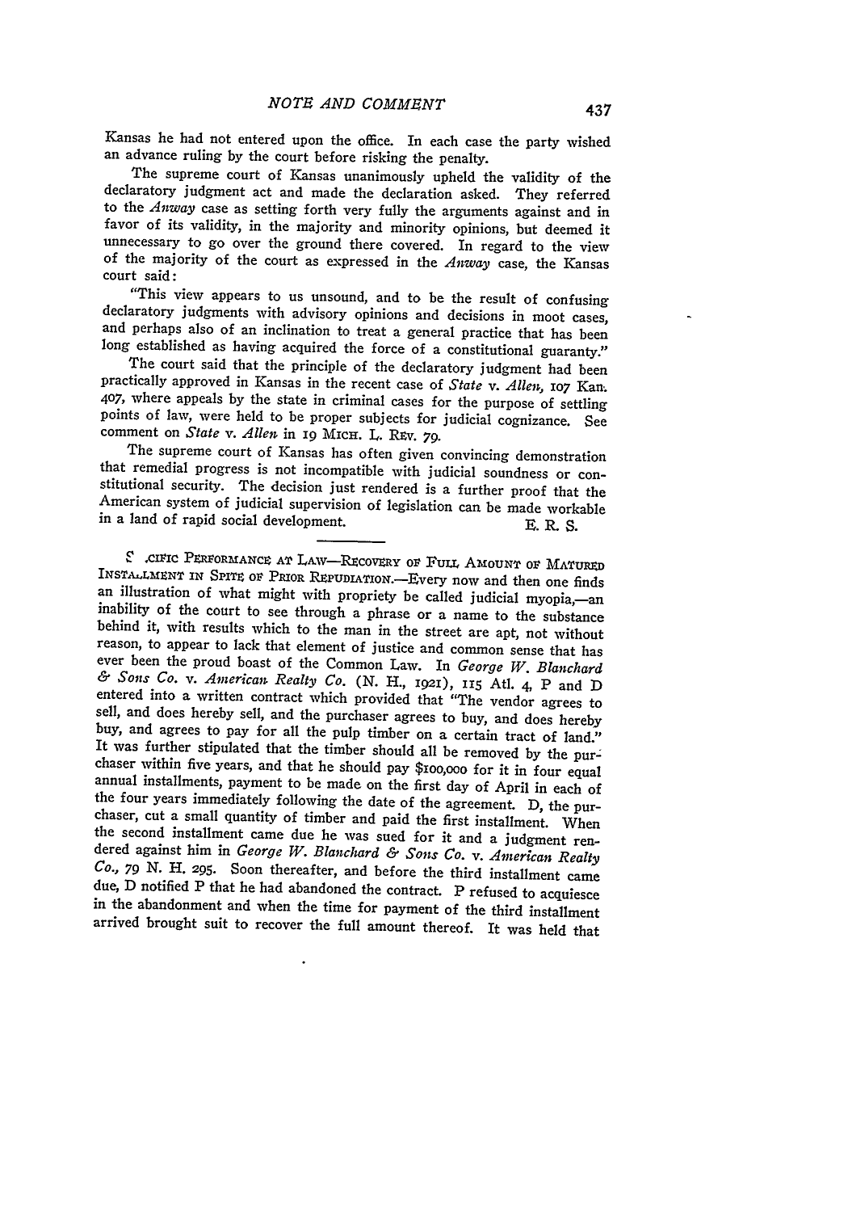Kansas he had not entered upon the office. In each case the party wished an advance ruling by the court before risking the penalty.

The supreme court of Kansas unanimously upheld the validity of the declaratory judgment act and made the declaration asked. They referred to the *Anway* case as setting forth very fully the arguments against and in favor of its validity, in the majority and minority opinions, but deemed it unnecessary to go over the ground there covered. In regard to the view of the majority of the court as expressed in the *Anway* case, the Kansas court said:

"This view appears to us unsound, and to be the result of confusing declaratory judgments with advisory opinions and decisions in moot cases, and perhaps also of an inclination to treat a general practice that has been long established as having acquired the force of a constitutional guaranty."

The court said that the principle of the declaratory judgment had been practically approved in Kansas in the recent case of *State* v. *Allen*, 107 Kan. 407, where appeals by the state in criminal cases for the purpose of settling points of law, were held to be proper subjects for judicial cognizance. See comment on *State* v. *Allen* in 19 MICH. L. REV. 79.

The supreme court of Kansas has often given convincing demonstration that remedial progress is not incompatible with judicial soundness or constitutional security. The decision just rendered is a further proof that the American system of judicial supervision of legislation can be made workable in a land of rapid social development.

E. R. S.

---

SPECIFIC PERFORMANCE AT LAW—RECOVERY OF FULL AMOUNT OF MATURED INSTALLMENT IN SPITE OF PRIOR REPUDIATION.—Every now and then one finds an illustration of what might with propriety be called judicial myopia,—an inability of the court to see through a phrase or a name to the substance behind it, with results which to the man in the street are apt, not without reason, to appear to lack that element of justice and common sense that has ever been the proud boast of the Common Law. In *George W. Blanchard & Sons Co.* v. *American Realty Co.* (N. H., 1921), 115 Atl. 4, P and D entered into a written contract which provided that "The vendor agrees to sell, and does hereby sell, and the purchaser agrees to buy, and does hereby buy, and agrees to pay for all the pulp timber on a certain tract of land." It was further stipulated that the timber should all be removed by the purchaser within five years, and that he should pay $100,000 for it in four equal annual installments, payment to be made on the first day of April in each of the four years immediately following the date of the agreement. D, the purchaser, cut a small quantity of timber and paid the first installment. When the second installment came due he was sued for it and a judgment rendered against him in *George W. Blanchard & Sons Co.* v. *American Realty Co.*, 79 N. H. 295. Soon thereafter, and before the third installment came due, D notified P that he had abandoned the contract. P refused to acquiesce in the abandonment and when the time for payment of the third installment arrived brought suit to recover the full amount thereof. It was held that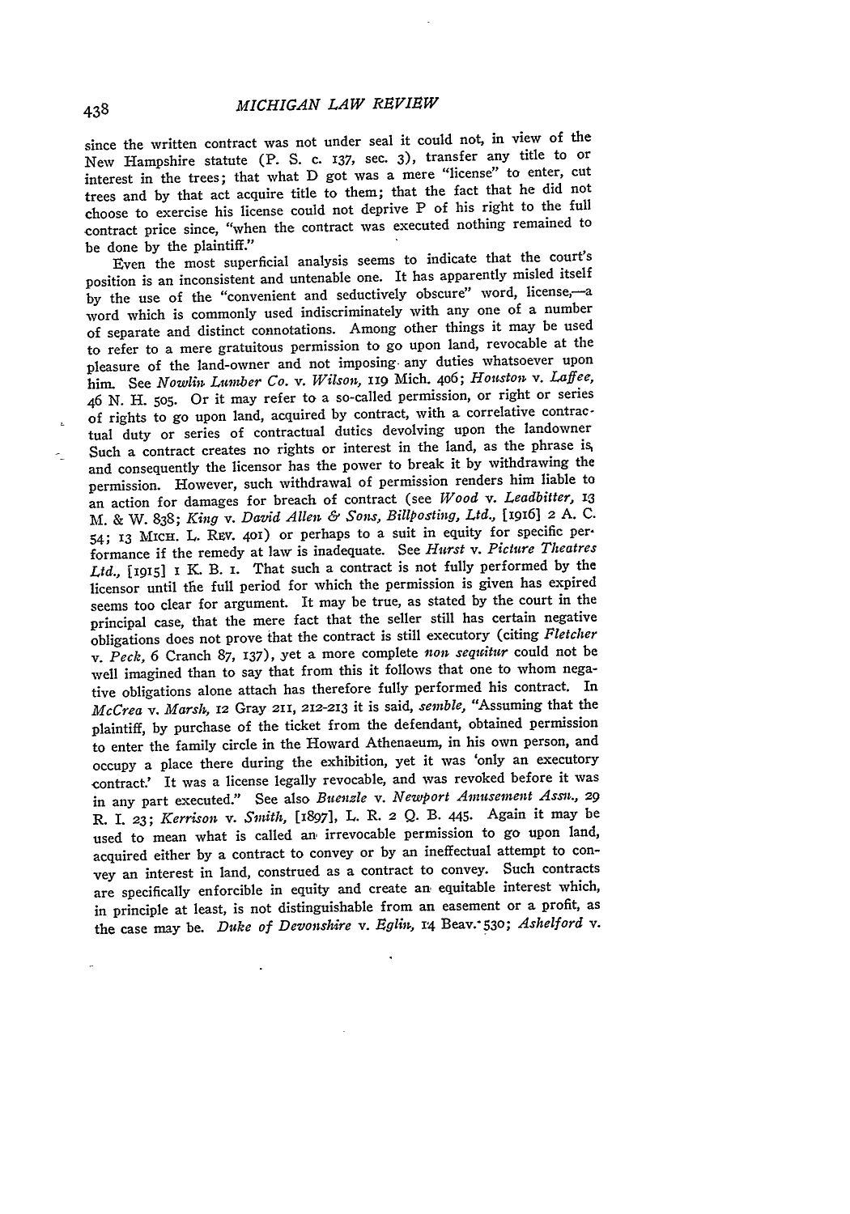since the written contract was not under seal it could not, in view of the New Hampshire statute (P. S. c. 137, sec. 3), transfer any title to or interest in the trees; that what D got was a mere "license" to enter, cut trees and by that act acquire title to them; that the fact that he did not choose to exercise his license could not deprive P of his right to the full contract price since, "when the contract was executed nothing remained to be done by the plaintiff."

Even the most superficial analysis seems to indicate that the court's position is an inconsistent and untenable one. It has apparently misled itself by the use of the "convenient and seductively obscure" word, license,—a word which is commonly used indiscriminately with any one of a number of separate and distinct connotations. Among other things it may be used to refer to a mere gratuitous permission to go upon land, revocable at the pleasure of the land-owner and not imposing any duties whatsoever upon him. See *Nowlin Lumber Co.* v. *Wilson*, 119 Mich. 406; *Houston* v. *Laffee*, 46 N. H. 505. Or it may refer to a so-called permission, or right or series of rights to go upon land, acquired by contract, with a correlative contractual duty or series of contractual duties devolving upon the landowner Such a contract creates no rights or interest in the land, as the phrase is, and consequently the licensor has the power to break it by withdrawing the permission. However, such withdrawal of permission renders him liable to an action for damages for breach of contract (see *Wood* v. *Leadbitter*, 13 M. & W. 838; *King* v. *David Allen & Sons, Billposting, Ltd.*, [1916] 2 A. C. 54; 13 MICH. L. REV. 401) or perhaps to a suit in equity for specific performance if the remedy at law is inadequate. See *Hurst* v. *Picture Theatres Ltd.*, [1915] 1 K. B. 1. That such a contract is not fully performed by the licensor until the full period for which the permission is given has expired seems too clear for argument. It may be true, as stated by the court in the principal case, that the mere fact that the seller still has certain negative obligations does not prove that the contract is still executory (citing *Fletcher* v. *Peck*, 6 Cranch 87, 137), yet a more complete *non sequitur* could not be well imagined than to say that from this it follows that one to whom negative obligations alone attach has therefore fully performed his contract. In *McCrea* v. *Marsh*, 12 Gray 211, 212-213 it is said, *semble*, "Assuming that the plaintiff, by purchase of the ticket from the defendant, obtained permission to enter the family circle in the Howard Athenaeum, in his own person, and occupy a place there during the exhibition, yet it was 'only an executory contract.' It was a license legally revocable, and was revoked before it was in any part executed." See also *Buenzle* v. *Newport Amusement Assn.*, 29 R. I. 23; *Kerrison* v. *Smith*, [1897], L. R. 2 Q. B. 445. Again it may be used to mean what is called an irrevocable permission to go upon land, acquired either by a contract to convey or by an ineffectual attempt to convey an interest in land, construed as a contract to convey. Such contracts are specifically enforcible in equity and create an equitable interest which, in principle at least, is not distinguishable from an easement or a profit, as the case may be. *Duke of Devonshire* v. *Eglin*, 14 Beav. 530; *Ashelford* v.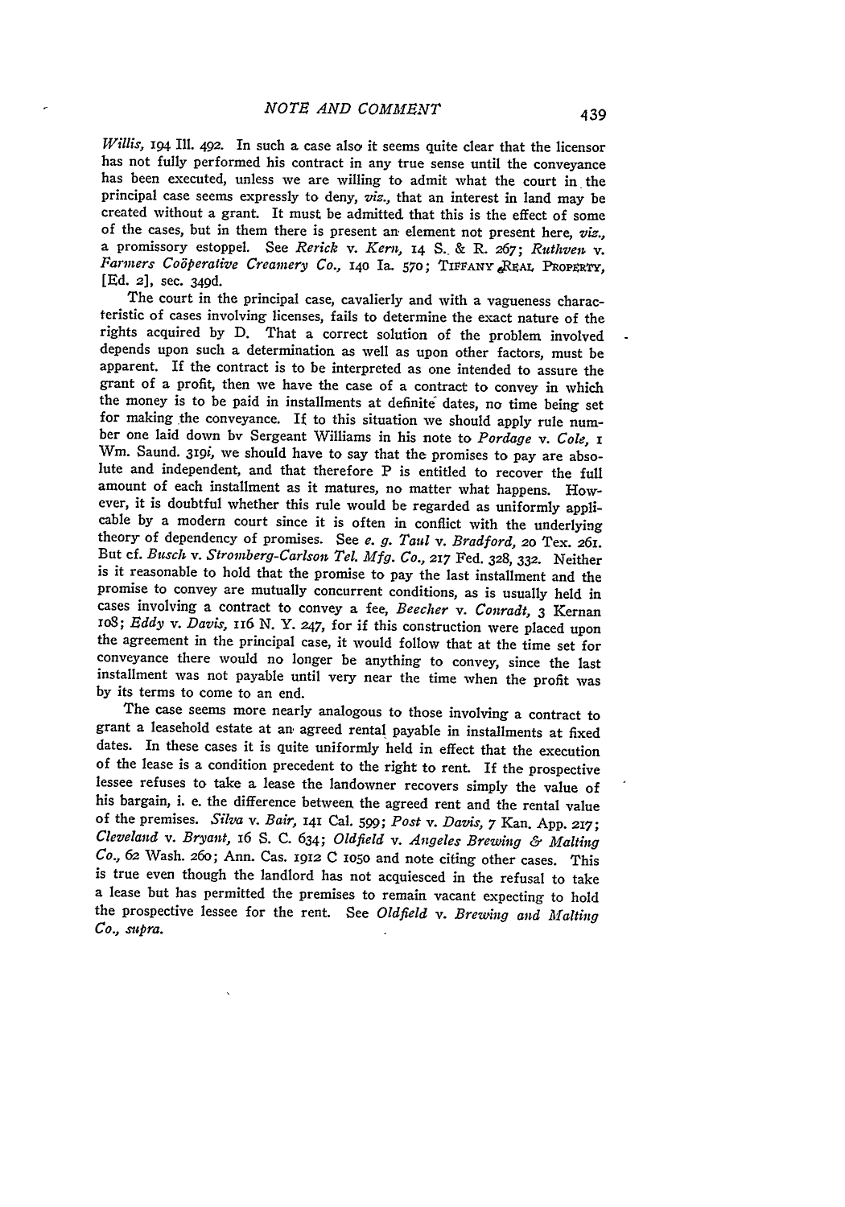*Willis,* 194 Ill. 492. In such a case also it seems quite clear that the licensor has not fully performed his contract in any true sense until the conveyance has been executed, unless we are willing to admit what the court in the principal case seems expressly to deny, *viz.,* that an interest in land may be created without a grant. It must be admitted that this is the effect of some of the cases, but in them there is present an element not present here, *viz.,* a promissory estoppel. See *Rerick* v. *Kern,* 14 S. & R. 267; *Ruthven* v. *Farmers Coöperative Creamery Co.,* 140 Ia. 570; TIFFANY REAL PROPERTY, [Ed. 2], sec. 349d.

The court in the principal case, cavalierly and with a vagueness characteristic of cases involving licenses, fails to determine the exact nature of the rights acquired by D. That a correct solution of the problem involved depends upon such a determination as well as upon other factors, must be apparent. If the contract is to be interpreted as one intended to assure the grant of a profit, then we have the case of a contract to convey in which the money is to be paid in installments at definite dates, no time being set for making the conveyance. If to this situation we should apply rule number one laid down bv Sergeant Williams in his note to *Pordage* v. *Cole,* 1 Wm. Saund. 319*i,* we should have to say that the promises to pay are absolute and independent, and that therefore P is entitled to recover the full amount of each installment as it matures, no matter what happens. However, it is doubtful whether this rule would be regarded as uniformly applicable by a modern court since it is often in conflict with the underlying theory of dependency of promises. See *e. g. Taul* v. *Bradford,* 20 Tex. 261. But cf. *Busch* v. *Stromberg-Carlson Tel. Mfg. Co.,* 217 Fed. 328, 332. Neither is it reasonable to hold that the promise to pay the last installment and the promise to convey are mutually concurrent conditions, as is usually held in cases involving a contract to convey a fee, *Beecher* v. *Conradt,* 3 Kernan 108; *Eddy* v. *Davis,* 116 N. Y. 247, for if this construction were placed upon the agreement in the principal case, it would follow that at the time set for conveyance there would no longer be anything to convey, since the last installment was not payable until very near the time when the profit was by its terms to come to an end.

The case seems more nearly analogous to those involving a contract to grant a leasehold estate at an agreed rental payable in installments at fixed dates. In these cases it is quite uniformly held in effect that the execution of the lease is a condition precedent to the right to rent. If the prospective lessee refuses to take a lease the landowner recovers simply the value of his bargain, i. e. the difference between the agreed rent and the rental value of the premises. *Silva* v. *Bair,* 141 Cal. 599; *Post* v. *Davis,* 7 Kan. App. 217; *Cleveland* v. *Bryant,* 16 S. C. 634; *Oldfield* v. *Angeles Brewing & Malting Co.,* 62 Wash. 260; Ann. Cas. 1912 C 1050 and note citing other cases. This is true even though the landlord has not acquiesced in the refusal to take a lease but has permitted the premises to remain vacant expecting to hold the prospective lessee for the rent. See *Oldfield* v. *Brewing and Malting Co., supra.*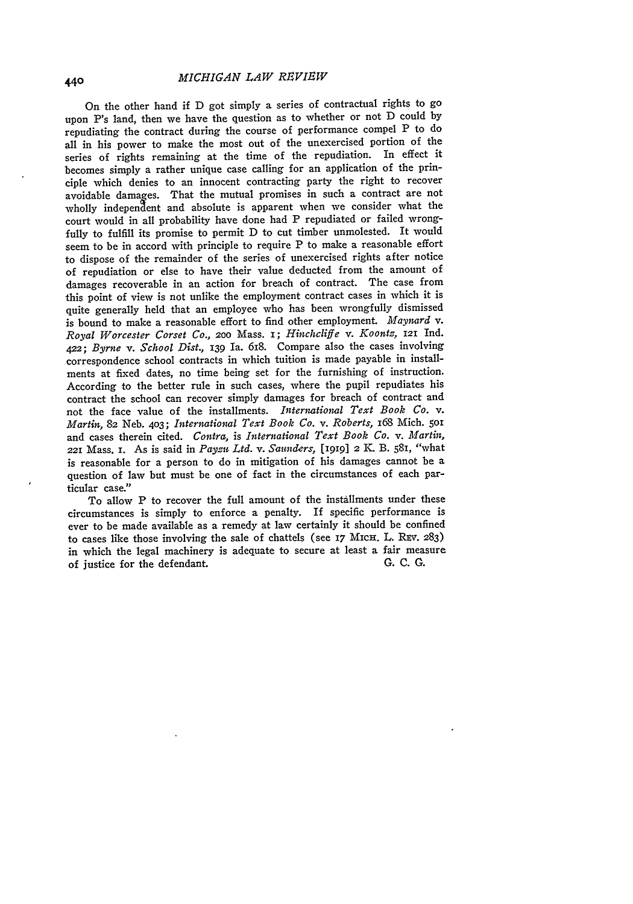On the other hand if D got simply a series of contractual rights to go upon P's land, then we have the question as to whether or not D could by repudiating the contract during the course of performance compel P to do all in his power to make the most out of the unexercised portion of the series of rights remaining at the time of the repudiation. In effect it becomes simply a rather unique case calling for an application of the principle which denies to an innocent contracting party the right to recover avoidable damages. That the mutual promises in such a contract are not wholly independent and absolute is apparent when we consider what the court would in all probability have done had P repudiated or failed wrongfully to fulfill its promise to permit D to cut timber unmolested. It would seem to be in accord with principle to require P to make a reasonable effort to dispose of the remainder of the series of unexercised rights after notice of repudiation or else to have their value deducted from the amount of damages recoverable in an action for breach of contract. The case from this point of view is not unlike the employment contract cases in which it is quite generally held that an employee who has been wrongfully dismissed is bound to make a reasonable effort to find other employment. *Maynard* v. *Royal Worcester Corset Co.*, 200 Mass. 1; *Hinchcliffe* v. *Koontz*, 121 Ind. 422; *Byrne* v. *School Dist.*, 139 Ia. 618. Compare also the cases involving correspondence school contracts in which tuition is made payable in installments at fixed dates, no time being set for the furnishing of instruction. According to the better rule in such cases, where the pupil repudiates his contract the school can recover simply damages for breach of contract and not the face value of the installments. *International Text Book Co.* v. *Martin*, 82 Neb. 403; *International Text Book Co.* v. *Roberts*, 168 Mich. 501 and cases therein cited. *Contra*, is *International Text Book Co.* v. *Martin*, 221 Mass. 1. As is said in *Payzu Ltd.* v. *Saunders*, [1919] 2 K. B. 581, "what is reasonable for a person to do in mitigation of his damages cannot be a question of law but must be one of fact in the circumstances of each particular case."

To allow P to recover the full amount of the installments under these circumstances is simply to enforce a penalty. If specific performance is ever to be made available as a remedy at law certainly it should be confined to cases like those involving the sale of chattels (see 17 MICH. L. REV. 283) in which the legal machinery is adequate to secure at least a fair measure of justice for the defendant.

G. C. G.